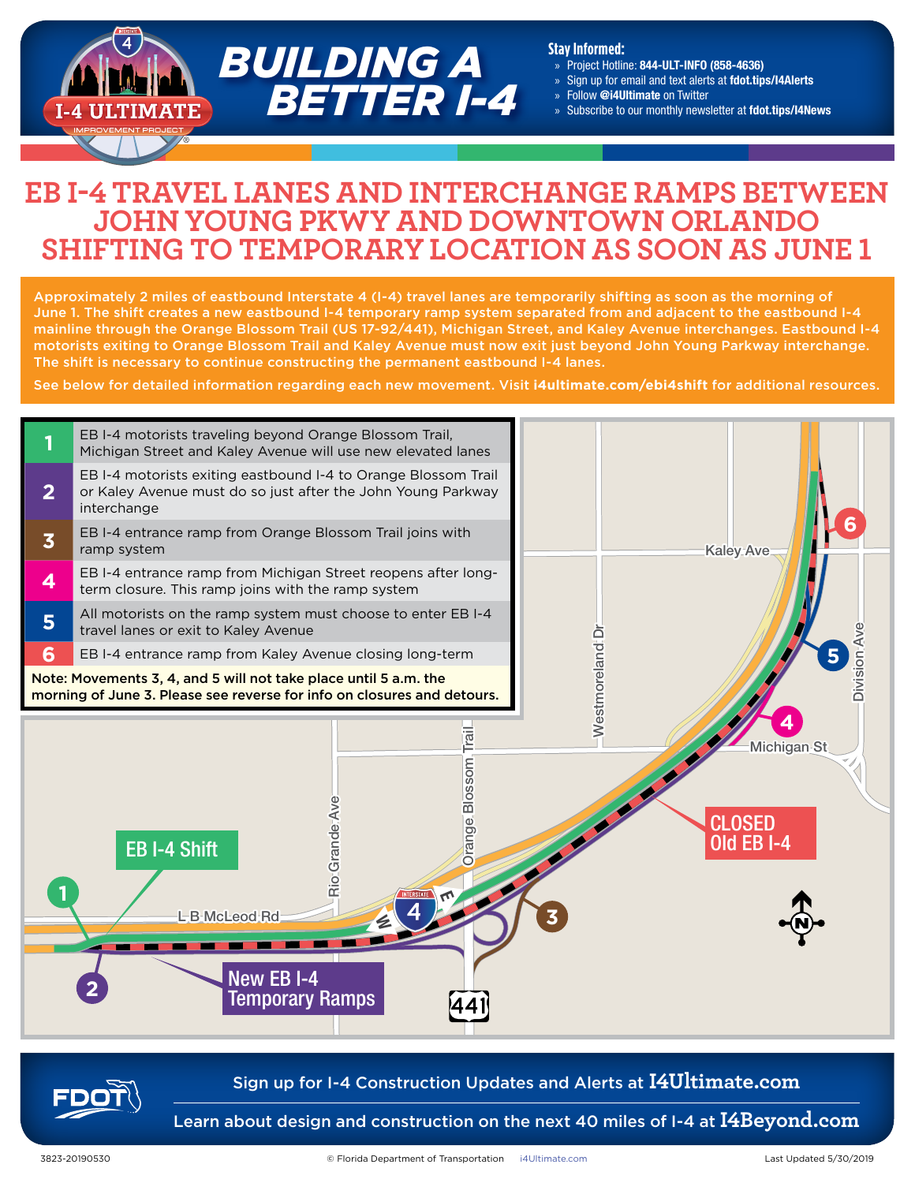# BUILDING A BETTER I-4

**Stay Informed:**
- » Project Hotline: **844-ULT-INFO (858-4636)**
- » Sign up for email and text alerts at **fdot.tips/I4Alerts**
- » Follow **@i4Ultimate** on Twitter
- » Subscribe to our monthly newsletter at **fdot.tips/I4News**

# EB I-4 TRAVEL LANES AND INTERCHANGE RAMPS BETWEEN JOHN YOUNG PKWY AND DOWNTOWN ORLANDO SHIFTING TO TEMPORARY LOCATION AS SOON AS JUNE 1

Approximately 2 miles of eastbound Interstate 4 (I-4) travel lanes are temporarily shifting as soon as the morning of June 1. The shift creates a new eastbound I-4 temporary ramp system separated from and adjacent to the eastbound I-4 mainline through the Orange Blossom Trail (US 17-92/441), Michigan Street, and Kaley Avenue interchanges. Eastbound I-4 motorists exiting to Orange Blossom Trail and Kaley Avenue must now exit just beyond John Young Parkway interchange. The shift is necessary to continue constructing the permanent eastbound I-4 lanes.

See below for detailed information regarding each new movement. Visit **i4ultimate.com/ebi4shift** for additional resources.

| | |
|---|---|
| 1 | EB I-4 motorists traveling beyond Orange Blossom Trail, Michigan Street and Kaley Avenue will use new elevated lanes |
| 2 | EB I-4 motorists exiting eastbound I-4 to Orange Blossom Trail or Kaley Avenue must do so just after the John Young Parkway interchange |
| 3 | EB I-4 entrance ramp from Orange Blossom Trail joins with ramp system |
| 4 | EB I-4 entrance ramp from Michigan Street reopens after long-term closure. This ramp joins with the ramp system |
| 5 | All motorists on the ramp system must choose to enter EB I-4 travel lanes or exit to Kaley Avenue |
| 6 | EB I-4 entrance ramp from Kaley Avenue closing long-term |

**Note: Movements 3, 4, and 5 will not take place until 5 a.m. the morning of June 3. Please see reverse for info on closures and detours.**

Sign up for I-4 Construction Updates and Alerts at **I4Ultimate.com**

Learn about design and construction on the next 40 miles of I-4 at **I4Beyond.com**

3823-20190530 © Florida Department of Transportation i4Ultimate.com Last Updated 5/30/2019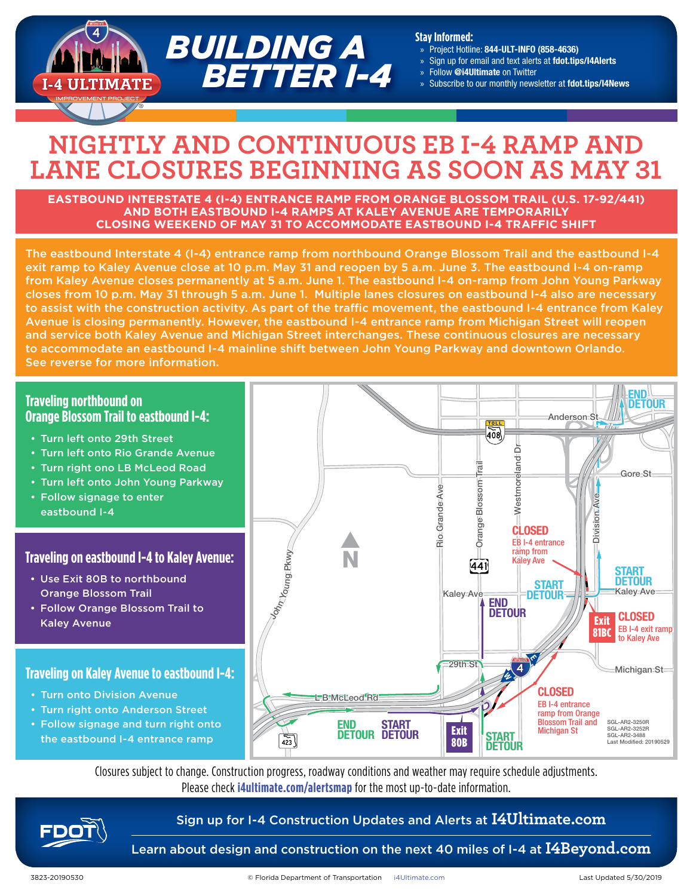# BUILDING A BETTER I-4

I-4 ULTIMATE IMPROVEMENT PROJECT

**Stay Informed:**

- Project Hotline: **844-ULT-INFO (858-4636)**
- Sign up for email and text alerts at **fdot.tips/I4Alerts**
- Follow **@i4Ultimate** on Twitter
- Subscribe to our monthly newsletter at **fdot.tips/I4News**

# NIGHTLY AND CONTINUOUS EB I-4 RAMP AND LANE CLOSURES BEGINNING AS SOON AS MAY 31

**EASTBOUND INTERSTATE 4 (I-4) ENTRANCE RAMP FROM ORANGE BLOSSOM TRAIL (U.S. 17-92/441) AND BOTH EASTBOUND I-4 RAMPS AT KALEY AVENUE ARE TEMPORARILY CLOSING WEEKEND OF MAY 31 TO ACCOMMODATE EASTBOUND I-4 TRAFFIC SHIFT**

The eastbound Interstate 4 (I-4) entrance ramp from northbound Orange Blossom Trail and the eastbound I-4 exit ramp to Kaley Avenue close at 10 p.m. May 31 and reopen by 5 a.m. June 3. The eastbound I-4 on-ramp from Kaley Avenue closes permanently at 5 a.m. June 1. The eastbound I-4 on-ramp from John Young Parkway closes from 10 p.m. May 31 through 5 a.m. June 1. Multiple lanes closures on eastbound I-4 also are necessary to assist with the construction activity. As part of the traffic movement, the eastbound I-4 entrance from Kaley Avenue is closing permanently. However, the eastbound I-4 entrance ramp from Michigan Street will reopen and service both Kaley Avenue and Michigan Street interchanges. These continuous closures are necessary to accommodate an eastbound I-4 mainline shift between John Young Parkway and downtown Orlando. See reverse for more information.

## Traveling northbound on Orange Blossom Trail to eastbound I-4:

- Turn left onto 29th Street
- Turn left onto Rio Grande Avenue
- Turn right ono LB McLeod Road
- Turn left onto John Young Parkway
- Follow signage to enter eastbound I-4

## Traveling on eastbound I-4 to Kaley Avenue:

- Use Exit 80B to northbound Orange Blossom Trail
- Follow Orange Blossom Trail to Kaley Avenue

## Traveling on Kaley Avenue to eastbound I-4:

- Turn onto Division Avenue
- Turn right onto Anderson Street
- Follow signage and turn right onto the eastbound I-4 entrance ramp

END DETOUR

Anderson St

408

Gore St

Rio Grande Ave

Orange Blossom Trail

Westmoreland Dr

Division Ave

N

CLOSED
EB I-4 entrance ramp from Kaley Ave

441

John Young Pkwy

Kaley Ave

START DETOUR

START DETOUR

Kaley Ave

END DETOUR

Exit 81BC

CLOSED
EB I-4 exit ramp to Kaley Ave

29th St

Michigan St

4

L B McLeod Rd

CLOSED
EB I-4 entrance ramp from Orange Blossom Trail and Michigan St

423

END DETOUR

START DETOUR

Exit 80B

START DETOUR

SGL-AR2-3250R
SGL-AR2-3252R
SGL-AR2-3488
Last Modified: 20190529

Closures subject to change. Construction progress, roadway conditions and weather may require schedule adjustments. Please check **i4ultimate.com/alertsmap** for the most up-to-date information.

FDOT

Sign up for I-4 Construction Updates and Alerts at **I4Ultimate.com**

Learn about design and construction on the next 40 miles of I-4 at **I4Beyond.com**

3823-20190530 © Florida Department of Transportation i4Ultimate.com Last Updated 5/30/2019